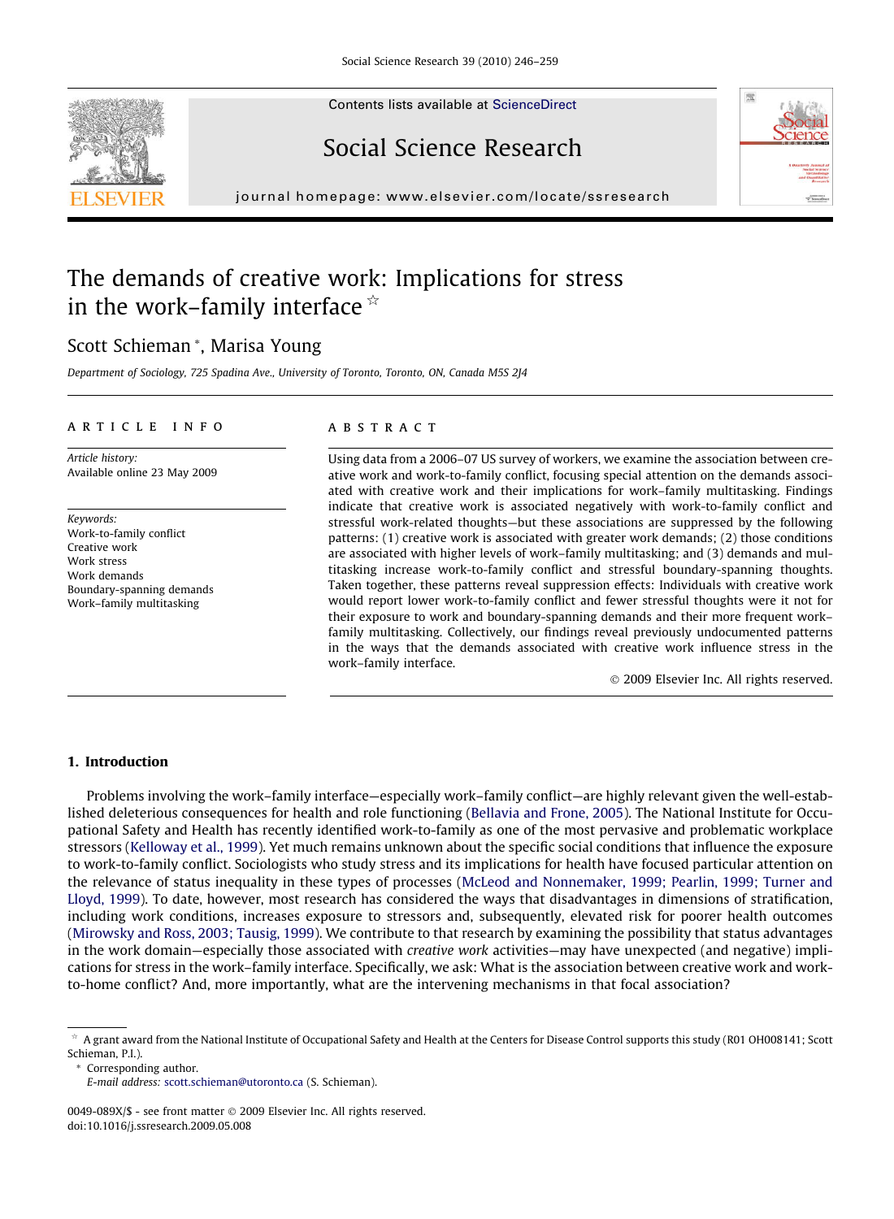# The demands of creative work: Implications for stress in the work–family interface ☆

Scott Schieman *, Marisa Young

*Department of Sociology, 725 Spadina Ave., University of Toronto, Toronto, ON, Canada M5S 2J4*

## ARTICLE INFO

*Article history:*
Available online 23 May 2009

*Keywords:*
Work-to-family conflict
Creative work
Work stress
Work demands
Boundary-spanning demands
Work–family multitasking

## ABSTRACT

Using data from a 2006–07 US survey of workers, we examine the association between creative work and work-to-family conflict, focusing special attention on the demands associated with creative work and their implications for work–family multitasking. Findings indicate that creative work is associated negatively with work-to-family conflict and stressful work-related thoughts—but these associations are suppressed by the following patterns: (1) creative work is associated with greater work demands; (2) those conditions are associated with higher levels of work–family multitasking; and (3) demands and multitasking increase work-to-family conflict and stressful boundary-spanning thoughts. Taken together, these patterns reveal suppression effects: Individuals with creative work would report lower work-to-family conflict and fewer stressful thoughts were it not for their exposure to work and boundary-spanning demands and their more frequent work–family multitasking. Collectively, our findings reveal previously undocumented patterns in the ways that the demands associated with creative work influence stress in the work–family interface.

© 2009 Elsevier Inc. All rights reserved.

## 1. Introduction

Problems involving the work–family interface—especially work–family conflict—are highly relevant given the well-established deleterious consequences for health and role functioning (Bellavia and Frone, 2005). The National Institute for Occupational Safety and Health has recently identified work-to-family as one of the most pervasive and problematic workplace stressors (Kelloway et al., 1999). Yet much remains unknown about the specific social conditions that influence the exposure to work-to-family conflict. Sociologists who study stress and its implications for health have focused particular attention on the relevance of status inequality in these types of processes (McLeod and Nonnemaker, 1999; Pearlin, 1999; Turner and Lloyd, 1999). To date, however, most research has considered the ways that disadvantages in dimensions of stratification, including work conditions, increases exposure to stressors and, subsequently, elevated risk for poorer health outcomes (Mirowsky and Ross, 2003; Tausig, 1999). We contribute to that research by examining the possibility that status advantages in the work domain—especially those associated with *creative work* activities—may have unexpected (and negative) implications for stress in the work–family interface. Specifically, we ask: What is the association between creative work and work-to-home conflict? And, more importantly, what are the intervening mechanisms in that focal association?

☆ A grant award from the National Institute of Occupational Safety and Health at the Centers for Disease Control supports this study (R01 OH008141; Scott Schieman, P.I.).

\* Corresponding author.
*E-mail address:* scott.schieman@utoronto.ca (S. Schieman).

0049-089X/$ - see front matter © 2009 Elsevier Inc. All rights reserved.
doi:10.1016/j.ssresearch.2009.05.008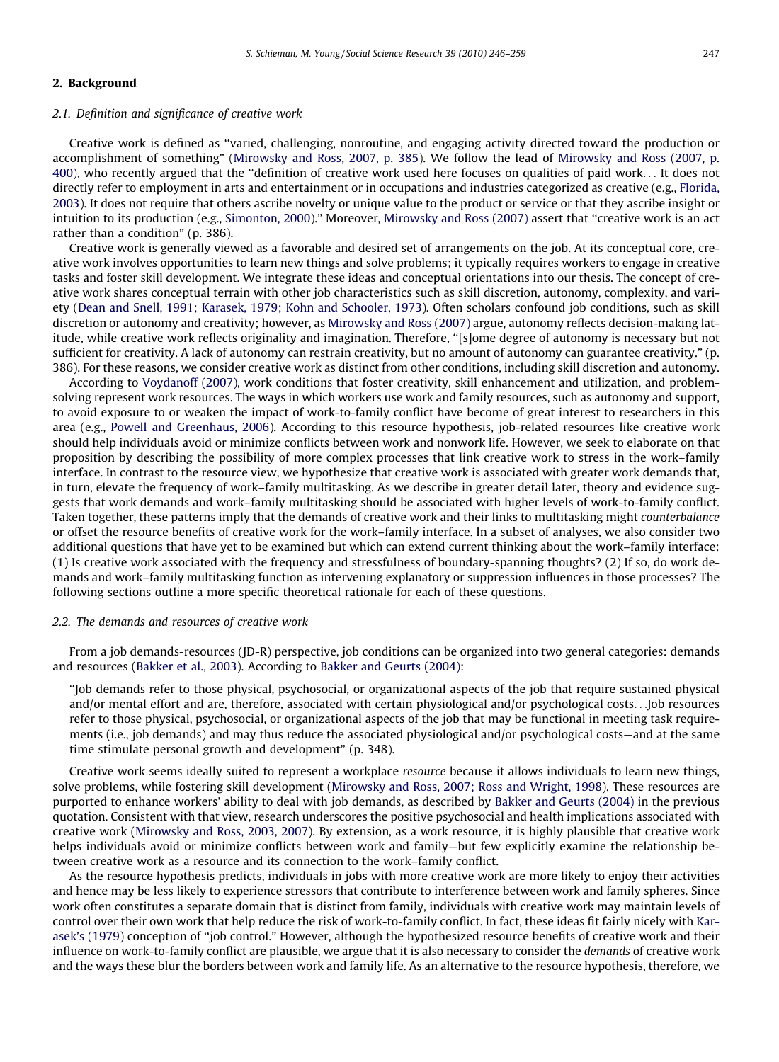## 2. Background

### 2.1. Definition and significance of creative work

Creative work is defined as ''varied, challenging, nonroutine, and engaging activity directed toward the production or accomplishment of something'' (Mirowsky and Ross, 2007, p. 385). We follow the lead of Mirowsky and Ross (2007, p. 400), who recently argued that the ''definition of creative work used here focuses on qualities of paid work... It does not directly refer to employment in arts and entertainment or in occupations and industries categorized as creative (e.g., Florida, 2003). It does not require that others ascribe novelty or unique value to the product or service or that they ascribe insight or intuition to its production (e.g., Simonton, 2000).'' Moreover, Mirowsky and Ross (2007) assert that ''creative work is an act rather than a condition'' (p. 386).

Creative work is generally viewed as a favorable and desired set of arrangements on the job. At its conceptual core, creative work involves opportunities to learn new things and solve problems; it typically requires workers to engage in creative tasks and foster skill development. We integrate these ideas and conceptual orientations into our thesis. The concept of creative work shares conceptual terrain with other job characteristics such as skill discretion, autonomy, complexity, and variety (Dean and Snell, 1991; Karasek, 1979; Kohn and Schooler, 1973). Often scholars confound job conditions, such as skill discretion or autonomy and creativity; however, as Mirowsky and Ross (2007) argue, autonomy reflects decision-making latitude, while creative work reflects originality and imagination. Therefore, ''[s]ome degree of autonomy is necessary but not sufficient for creativity. A lack of autonomy can restrain creativity, but no amount of autonomy can guarantee creativity.'' (p. 386). For these reasons, we consider creative work as distinct from other conditions, including skill discretion and autonomy.

According to Voydanoff (2007), work conditions that foster creativity, skill enhancement and utilization, and problem-solving represent work resources. The ways in which workers use work and family resources, such as autonomy and support, to avoid exposure to or weaken the impact of work-to-family conflict have become of great interest to researchers in this area (e.g., Powell and Greenhaus, 2006). According to this resource hypothesis, job-related resources like creative work should help individuals avoid or minimize conflicts between work and nonwork life. However, we seek to elaborate on that proposition by describing the possibility of more complex processes that link creative work to stress in the work–family interface. In contrast to the resource view, we hypothesize that creative work is associated with greater work demands that, in turn, elevate the frequency of work–family multitasking. As we describe in greater detail later, theory and evidence suggests that work demands and work–family multitasking should be associated with higher levels of work-to-family conflict. Taken together, these patterns imply that the demands of creative work and their links to multitasking might *counterbalance* or offset the resource benefits of creative work for the work–family interface. In a subset of analyses, we also consider two additional questions that have yet to be examined but which can extend current thinking about the work–family interface: (1) Is creative work associated with the frequency and stressfulness of boundary-spanning thoughts? (2) If so, do work demands and work–family multitasking function as intervening explanatory or suppression influences in those processes? The following sections outline a more specific theoretical rationale for each of these questions.

### 2.2. The demands and resources of creative work

From a job demands-resources (JD-R) perspective, job conditions can be organized into two general categories: demands and resources (Bakker et al., 2003). According to Bakker and Geurts (2004):

> ''Job demands refer to those physical, psychosocial, or organizational aspects of the job that require sustained physical and/or mental effort and are, therefore, associated with certain physiological and/or psychological costs...Job resources refer to those physical, psychosocial, or organizational aspects of the job that may be functional in meeting task requirements (i.e., job demands) and may thus reduce the associated physiological and/or psychological costs—and at the same time stimulate personal growth and development'' (p. 348).

Creative work seems ideally suited to represent a workplace *resource* because it allows individuals to learn new things, solve problems, while fostering skill development (Mirowsky and Ross, 2007; Ross and Wright, 1998). These resources are purported to enhance workers' ability to deal with job demands, as described by Bakker and Geurts (2004) in the previous quotation. Consistent with that view, research underscores the positive psychosocial and health implications associated with creative work (Mirowsky and Ross, 2003, 2007). By extension, as a work resource, it is highly plausible that creative work helps individuals avoid or minimize conflicts between work and family—but few explicitly examine the relationship between creative work as a resource and its connection to the work–family conflict.

As the resource hypothesis predicts, individuals in jobs with more creative work are more likely to enjoy their activities and hence may be less likely to experience stressors that contribute to interference between work and family spheres. Since work often constitutes a separate domain that is distinct from family, individuals with creative work may maintain levels of control over their own work that help reduce the risk of work-to-family conflict. In fact, these ideas fit fairly nicely with Karasek's (1979) conception of ''job control.'' However, although the hypothesized resource benefits of creative work and their influence on work-to-family conflict are plausible, we argue that it is also necessary to consider the *demands* of creative work and the ways these blur the borders between work and family life. As an alternative to the resource hypothesis, therefore, we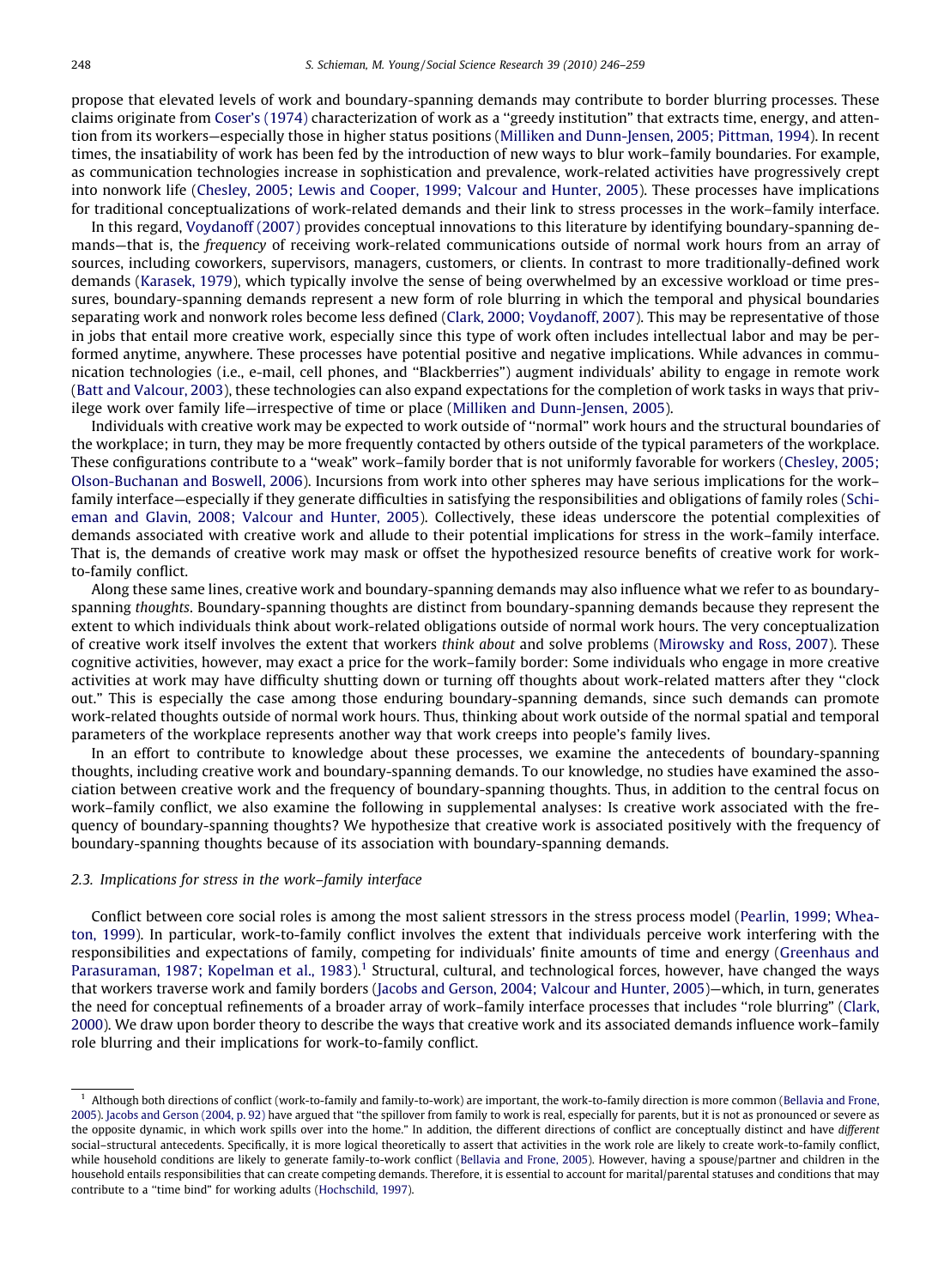propose that elevated levels of work and boundary-spanning demands may contribute to border blurring processes. These claims originate from Coser's (1974) characterization of work as a ''greedy institution'' that extracts time, energy, and attention from its workers—especially those in higher status positions (Milliken and Dunn-Jensen, 2005; Pittman, 1994). In recent times, the insatiability of work has been fed by the introduction of new ways to blur work–family boundaries. For example, as communication technologies increase in sophistication and prevalence, work-related activities have progressively crept into nonwork life (Chesley, 2005; Lewis and Cooper, 1999; Valcour and Hunter, 2005). These processes have implications for traditional conceptualizations of work-related demands and their link to stress processes in the work–family interface.

In this regard, Voydanoff (2007) provides conceptual innovations to this literature by identifying boundary-spanning demands—that is, the *frequency* of receiving work-related communications outside of normal work hours from an array of sources, including coworkers, supervisors, managers, customers, or clients. In contrast to more traditionally-defined work demands (Karasek, 1979), which typically involve the sense of being overwhelmed by an excessive workload or time pressures, boundary-spanning demands represent a new form of role blurring in which the temporal and physical boundaries separating work and nonwork roles become less defined (Clark, 2000; Voydanoff, 2007). This may be representative of those in jobs that entail more creative work, especially since this type of work often includes intellectual labor and may be performed anytime, anywhere. These processes have potential positive and negative implications. While advances in communication technologies (i.e., e-mail, cell phones, and ''Blackberries'') augment individuals' ability to engage in remote work (Batt and Valcour, 2003), these technologies can also expand expectations for the completion of work tasks in ways that privilege work over family life—irrespective of time or place (Milliken and Dunn-Jensen, 2005).

Individuals with creative work may be expected to work outside of ''normal'' work hours and the structural boundaries of the workplace; in turn, they may be more frequently contacted by others outside of the typical parameters of the workplace. These configurations contribute to a ''weak'' work–family border that is not uniformly favorable for workers (Chesley, 2005; Olson-Buchanan and Boswell, 2006). Incursions from work into other spheres may have serious implications for the work–family interface—especially if they generate difficulties in satisfying the responsibilities and obligations of family roles (Schieman and Glavin, 2008; Valcour and Hunter, 2005). Collectively, these ideas underscore the potential complexities of demands associated with creative work and allude to their potential implications for stress in the work–family interface. That is, the demands of creative work may mask or offset the hypothesized resource benefits of creative work for work-to-family conflict.

Along these same lines, creative work and boundary-spanning demands may also influence what we refer to as boundary-spanning *thoughts*. Boundary-spanning thoughts are distinct from boundary-spanning demands because they represent the extent to which individuals think about work-related obligations outside of normal work hours. The very conceptualization of creative work itself involves the extent that workers *think about* and solve problems (Mirowsky and Ross, 2007). These cognitive activities, however, may exact a price for the work–family border: Some individuals who engage in more creative activities at work may have difficulty shutting down or turning off thoughts about work-related matters after they ''clock out.'' This is especially the case among those enduring boundary-spanning demands, since such demands can promote work-related thoughts outside of normal work hours. Thus, thinking about work outside of the normal spatial and temporal parameters of the workplace represents another way that work creeps into people's family lives.

In an effort to contribute to knowledge about these processes, we examine the antecedents of boundary-spanning thoughts, including creative work and boundary-spanning demands. To our knowledge, no studies have examined the association between creative work and the frequency of boundary-spanning thoughts. Thus, in addition to the central focus on work–family conflict, we also examine the following in supplemental analyses: Is creative work associated with the frequency of boundary-spanning thoughts? We hypothesize that creative work is associated positively with the frequency of boundary-spanning thoughts because of its association with boundary-spanning demands.

### 2.3. Implications for stress in the work–family interface

Conflict between core social roles is among the most salient stressors in the stress process model (Pearlin, 1999; Wheaton, 1999). In particular, work-to-family conflict involves the extent that individuals perceive work interfering with the responsibilities and expectations of family, competing for individuals' finite amounts of time and energy (Greenhaus and Parasuraman, 1987; Kopelman et al., 1983).[1] Structural, cultural, and technological forces, however, have changed the ways that workers traverse work and family borders (Jacobs and Gerson, 2004; Valcour and Hunter, 2005)—which, in turn, generates the need for conceptual refinements of a broader array of work–family interface processes that includes ''role blurring'' (Clark, 2000). We draw upon border theory to describe the ways that creative work and its associated demands influence work–family role blurring and their implications for work-to-family conflict.

---

[1] Although both directions of conflict (work-to-family and family-to-work) are important, the work-to-family direction is more common (Bellavia and Frone, 2005). Jacobs and Gerson (2004, p. 92) have argued that ''the spillover from family to work is real, especially for parents, but it is not as pronounced or severe as the opposite dynamic, in which work spills over into the home.'' In addition, the different directions of conflict are conceptually distinct and have *different* social–structural antecedents. Specifically, it is more logical theoretically to assert that activities in the work role are likely to create work-to-family conflict, while household conditions are likely to generate family-to-work conflict (Bellavia and Frone, 2005). However, having a spouse/partner and children in the household entails responsibilities that can create competing demands. Therefore, it is essential to account for marital/parental statuses and conditions that may contribute to a ''time bind'' for working adults (Hochschild, 1997).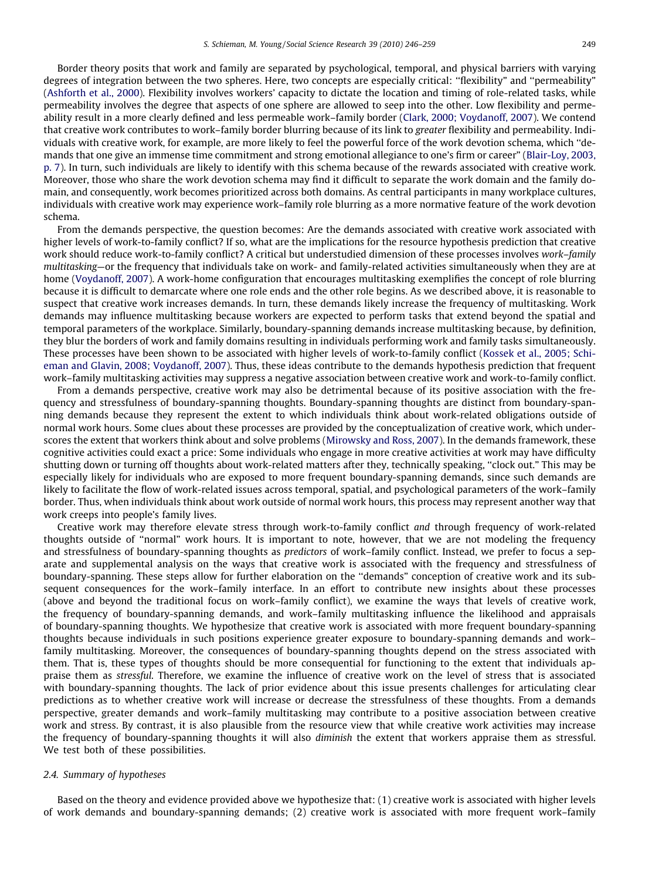Border theory posits that work and family are separated by psychological, temporal, and physical barriers with varying degrees of integration between the two spheres. Here, two concepts are especially critical: ''flexibility'' and ''permeability'' (Ashforth et al., 2000). Flexibility involves workers' capacity to dictate the location and timing of role-related tasks, while permeability involves the degree that aspects of one sphere are allowed to seep into the other. Low flexibility and permeability result in a more clearly defined and less permeable work–family border (Clark, 2000; Voydanoff, 2007). We contend that creative work contributes to work–family border blurring because of its link to *greater* flexibility and permeability. Individuals with creative work, for example, are more likely to feel the powerful force of the work devotion schema, which ''demands that one give an immense time commitment and strong emotional allegiance to one's firm or career'' (Blair-Loy, 2003, p. 7). In turn, such individuals are likely to identify with this schema because of the rewards associated with creative work. Moreover, those who share the work devotion schema may find it difficult to separate the work domain and the family domain, and consequently, work becomes prioritized across both domains. As central participants in many workplace cultures, individuals with creative work may experience work–family role blurring as a more normative feature of the work devotion schema.

From the demands perspective, the question becomes: Are the demands associated with creative work associated with higher levels of work-to-family conflict? If so, what are the implications for the resource hypothesis prediction that creative work should reduce work-to-family conflict? A critical but understudied dimension of these processes involves *work–family multitasking*—or the frequency that individuals take on work- and family-related activities simultaneously when they are at home (Voydanoff, 2007). A work-home configuration that encourages multitasking exemplifies the concept of role blurring because it is difficult to demarcate where one role ends and the other role begins. As we described above, it is reasonable to suspect that creative work increases demands. In turn, these demands likely increase the frequency of multitasking. Work demands may influence multitasking because workers are expected to perform tasks that extend beyond the spatial and temporal parameters of the workplace. Similarly, boundary-spanning demands increase multitasking because, by definition, they blur the borders of work and family domains resulting in individuals performing work and family tasks simultaneously. These processes have been shown to be associated with higher levels of work-to-family conflict (Kossek et al., 2005; Schieman and Glavin, 2008; Voydanoff, 2007). Thus, these ideas contribute to the demands hypothesis prediction that frequent work–family multitasking activities may suppress a negative association between creative work and work-to-family conflict.

From a demands perspective, creative work may also be detrimental because of its positive association with the frequency and stressfulness of boundary-spanning thoughts. Boundary-spanning thoughts are distinct from boundary-spanning demands because they represent the extent to which individuals think about work-related obligations outside of normal work hours. Some clues about these processes are provided by the conceptualization of creative work, which underscores the extent that workers think about and solve problems (Mirowsky and Ross, 2007). In the demands framework, these cognitive activities could exact a price: Some individuals who engage in more creative activities at work may have difficulty shutting down or turning off thoughts about work-related matters after they, technically speaking, ''clock out.'' This may be especially likely for individuals who are exposed to more frequent boundary-spanning demands, since such demands are likely to facilitate the flow of work-related issues across temporal, spatial, and psychological parameters of the work–family border. Thus, when individuals think about work outside of normal work hours, this process may represent another way that work creeps into people's family lives.

Creative work may therefore elevate stress through work-to-family conflict *and* through frequency of work-related thoughts outside of ''normal'' work hours. It is important to note, however, that we are not modeling the frequency and stressfulness of boundary-spanning thoughts as *predictors* of work–family conflict. Instead, we prefer to focus a separate and supplemental analysis on the ways that creative work is associated with the frequency and stressfulness of boundary-spanning. These steps allow for further elaboration on the ''demands'' conception of creative work and its subsequent consequences for the work–family interface. In an effort to contribute new insights about these processes (above and beyond the traditional focus on work–family conflict), we examine the ways that levels of creative work, the frequency of boundary-spanning demands, and work–family multitasking influence the likelihood and appraisals of boundary-spanning thoughts. We hypothesize that creative work is associated with more frequent boundary-spanning thoughts because individuals in such positions experience greater exposure to boundary-spanning demands and work–family multitasking. Moreover, the consequences of boundary-spanning thoughts depend on the stress associated with them. That is, these types of thoughts should be more consequential for functioning to the extent that individuals appraise them as *stressful*. Therefore, we examine the influence of creative work on the level of stress that is associated with boundary-spanning thoughts. The lack of prior evidence about this issue presents challenges for articulating clear predictions as to whether creative work will increase or decrease the stressfulness of these thoughts. From a demands perspective, greater demands and work–family multitasking may contribute to a positive association between creative work and stress. By contrast, it is also plausible from the resource view that while creative work activities may increase the frequency of boundary-spanning thoughts it will also *diminish* the extent that workers appraise them as stressful. We test both of these possibilities.

### 2.4. Summary of hypotheses

Based on the theory and evidence provided above we hypothesize that: (1) creative work is associated with higher levels of work demands and boundary-spanning demands; (2) creative work is associated with more frequent work–family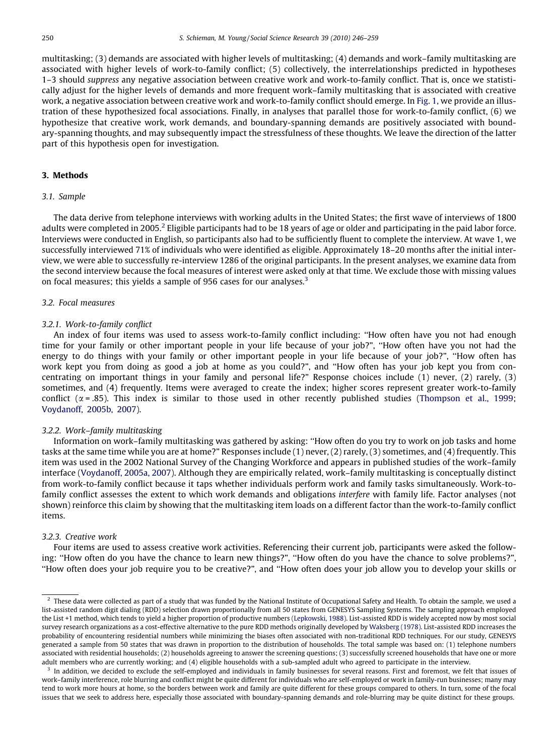multitasking; (3) demands are associated with higher levels of multitasking; (4) demands and work–family multitasking are associated with higher levels of work-to-family conflict; (5) collectively, the interrelationships predicted in hypotheses 1–3 should *suppress* any negative association between creative work and work-to-family conflict. That is, once we statistically adjust for the higher levels of demands and more frequent work–family multitasking that is associated with creative work, a negative association between creative work and work-to-family conflict should emerge. In Fig. 1, we provide an illustration of these hypothesized focal associations. Finally, in analyses that parallel those for work-to-family conflict, (6) we hypothesize that creative work, work demands, and boundary-spanning demands are positively associated with boundary-spanning thoughts, and may subsequently impact the stressfulness of these thoughts. We leave the direction of the latter part of this hypothesis open for investigation.

## 3. Methods

### 3.1. Sample

The data derive from telephone interviews with working adults in the United States; the first wave of interviews of 1800 adults were completed in 2005.[2] Eligible participants had to be 18 years of age or older and participating in the paid labor force. Interviews were conducted in English, so participants also had to be sufficiently fluent to complete the interview. At wave 1, we successfully interviewed 71% of individuals who were identified as eligible. Approximately 18–20 months after the initial interview, we were able to successfully re-interview 1286 of the original participants. In the present analyses, we examine data from the second interview because the focal measures of interest were asked only at that time. We exclude those with missing values on focal measures; this yields a sample of 956 cases for our analyses.[3]

### 3.2. Focal measures

#### 3.2.1. Work-to-family conflict

An index of four items was used to assess work-to-family conflict including: "How often have you not had enough time for your family or other important people in your life because of your job?", "How often have you not had the energy to do things with your family or other important people in your life because of your job?", "How often has work kept you from doing as good a job at home as you could?", and "How often has your job kept you from concentrating on important things in your family and personal life?" Response choices include (1) never, (2) rarely, (3) sometimes, and (4) frequently. Items were averaged to create the index; higher scores represent greater work-to-family conflict ($\alpha = .85$). This index is similar to those used in other recently published studies (Thompson et al., 1999; Voydanoff, 2005b, 2007).

#### 3.2.2. Work–family multitasking

Information on work–family multitasking was gathered by asking: "How often do you try to work on job tasks and home tasks at the same time while you are at home?" Responses include (1) never, (2) rarely, (3) sometimes, and (4) frequently. This item was used in the 2002 National Survey of the Changing Workforce and appears in published studies of the work–family interface (Voydanoff, 2005a, 2007). Although they are empirically related, work–family multitasking is conceptually distinct from work-to-family conflict because it taps whether individuals perform work and family tasks simultaneously. Work-to-family conflict assesses the extent to which work demands and obligations *interfere* with family life. Factor analyses (not shown) reinforce this claim by showing that the multitasking item loads on a different factor than the work-to-family conflict items.

#### 3.2.3. Creative work

Four items are used to assess creative work activities. Referencing their current job, participants were asked the following: "How often do you have the chance to learn new things?", "How often do you have the chance to solve problems?", "How often does your job require you to be creative?", and "How often does your job allow you to develop your skills or

---

[2] These data were collected as part of a study that was funded by the National Institute of Occupational Safety and Health. To obtain the sample, we used a list-assisted random digit dialing (RDD) selection drawn proportionally from all 50 states from GENESYS Sampling Systems. The sampling approach employed the List +1 method, which tends to yield a higher proportion of productive numbers (Lepkowski, 1988). List-assisted RDD is widely accepted now by most social survey research organizations as a cost-effective alternative to the pure RDD methods originally developed by Waksberg (1978). List-assisted RDD increases the probability of encountering residential numbers while minimizing the biases often associated with non-traditional RDD techniques. For our study, GENESYS generated a sample from 50 states that was drawn in proportion to the distribution of households. The total sample was based on: (1) telephone numbers associated with residential households; (2) households agreeing to answer the screening questions; (3) successfully screened households that have one or more adult members who are currently working; and (4) eligible households with a sub-sampled adult who agreed to participate in the interview.

[3] In addition, we decided to exclude the self-employed and individuals in family businesses for several reasons. First and foremost, we felt that issues of work–family interference, role blurring and conflict might be quite different for individuals who are self-employed or work in family-run businesses; many may tend to work more hours at home, so the borders between work and family are quite different for these groups compared to others. In turn, some of the focal issues that we seek to address here, especially those associated with boundary-spanning demands and role-blurring may be quite distinct for these groups.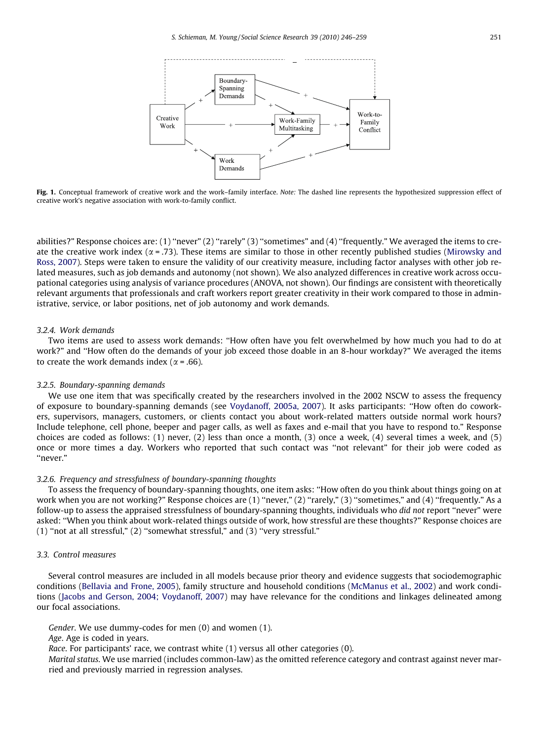**Fig. 1.** Conceptual framework of creative work and the work–family interface. *Note:* The dashed line represents the hypothesized suppression effect of creative work's negative association with work-to-family conflict.

abilities?" Response choices are: (1) "never" (2) "rarely" (3) "sometimes" and (4) "frequently." We averaged the items to create the creative work index ($\alpha = .73$). These items are similar to those in other recently published studies (Mirowsky and Ross, 2007). Steps were taken to ensure the validity of our creativity measure, including factor analyses with other job related measures, such as job demands and autonomy (not shown). We also analyzed differences in creative work across occupational categories using analysis of variance procedures (ANOVA, not shown). Our findings are consistent with theoretically relevant arguments that professionals and craft workers report greater creativity in their work compared to those in administrative, service, or labor positions, net of job autonomy and work demands.

#### 3.2.4. Work demands

Two items are used to assess work demands: "How often have you felt overwhelmed by how much you had to do at work?" and "How often do the demands of your job exceed those doable in an 8-hour workday?" We averaged the items to create the work demands index ($\alpha = .66$).

#### 3.2.5. Boundary-spanning demands

We use one item that was specifically created by the researchers involved in the 2002 NSCW to assess the frequency of exposure to boundary-spanning demands (see Voydanoff, 2005a, 2007). It asks participants: "How often do coworkers, supervisors, managers, customers, or clients contact you about work-related matters outside normal work hours? Include telephone, cell phone, beeper and pager calls, as well as faxes and e-mail that you have to respond to." Response choices are coded as follows: (1) never, (2) less than once a month, (3) once a week, (4) several times a week, and (5) once or more times a day. Workers who reported that such contact was "not relevant" for their job were coded as "never."

#### 3.2.6. Frequency and stressfulness of boundary-spanning thoughts

To assess the frequency of boundary-spanning thoughts, one item asks: "How often do you think about things going on at work when you are not working?" Response choices are (1) "never," (2) "rarely," (3) "sometimes," and (4) "frequently." As a follow-up to assess the appraised stressfulness of boundary-spanning thoughts, individuals who *did not* report "never" were asked: "When you think about work-related things outside of work, how stressful are these thoughts?" Response choices are (1) "not at all stressful," (2) "somewhat stressful," and (3) "very stressful."

### 3.3. Control measures

Several control measures are included in all models because prior theory and evidence suggests that sociodemographic conditions (Bellavia and Frone, 2005), family structure and household conditions (McManus et al., 2002) and work conditions (Jacobs and Gerson, 2004; Voydanoff, 2007) may have relevance for the conditions and linkages delineated among our focal associations.

*Gender*. We use dummy-codes for men (0) and women (1).

*Age*. Age is coded in years.

*Race*. For participants' race, we contrast white (1) versus all other categories (0).

*Marital status*. We use married (includes common-law) as the omitted reference category and contrast against never married and previously married in regression analyses.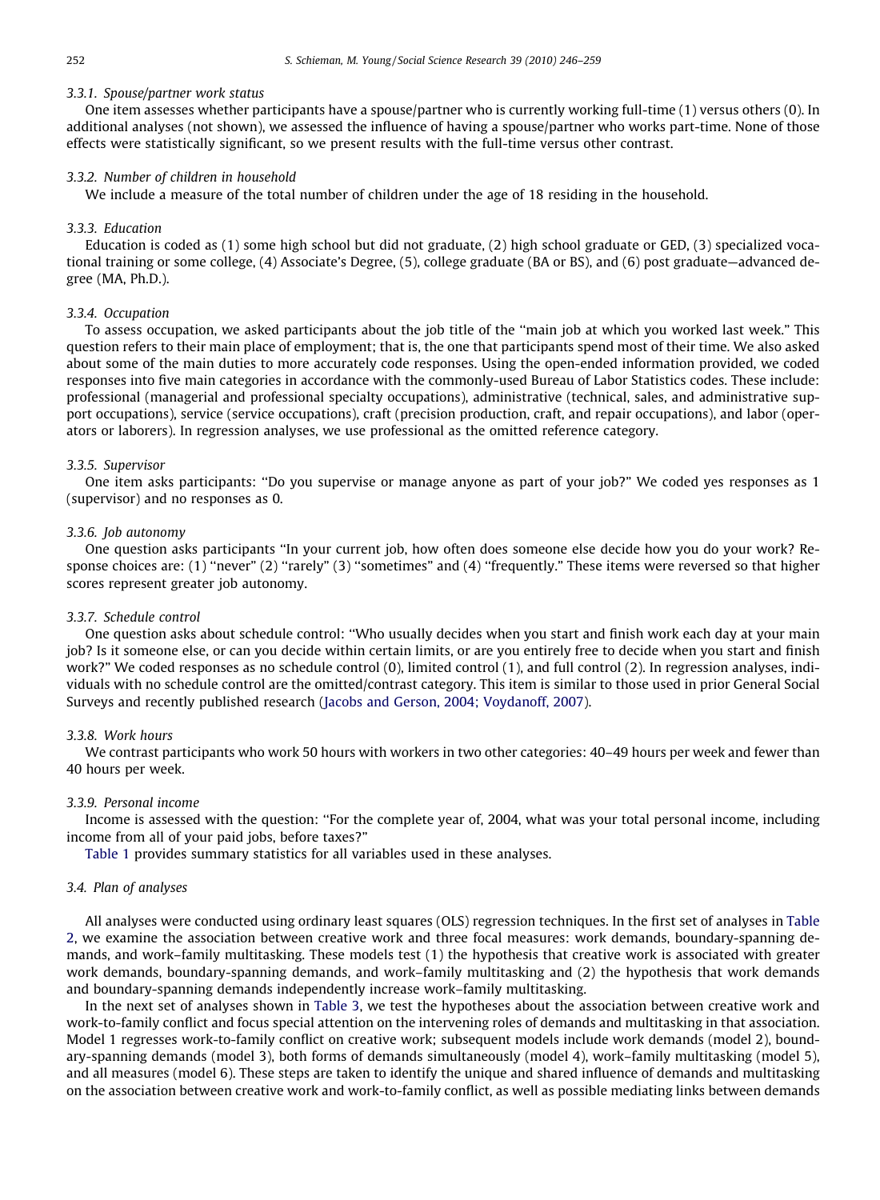#### 3.3.1. Spouse/partner work status

One item assesses whether participants have a spouse/partner who is currently working full-time (1) versus others (0). In additional analyses (not shown), we assessed the influence of having a spouse/partner who works part-time. None of those effects were statistically significant, so we present results with the full-time versus other contrast.

#### 3.3.2. Number of children in household

We include a measure of the total number of children under the age of 18 residing in the household.

#### 3.3.3. Education

Education is coded as (1) some high school but did not graduate, (2) high school graduate or GED, (3) specialized vocational training or some college, (4) Associate's Degree, (5), college graduate (BA or BS), and (6) post graduate—advanced degree (MA, Ph.D.).

#### 3.3.4. Occupation

To assess occupation, we asked participants about the job title of the "main job at which you worked last week." This question refers to their main place of employment; that is, the one that participants spend most of their time. We also asked about some of the main duties to more accurately code responses. Using the open-ended information provided, we coded responses into five main categories in accordance with the commonly-used Bureau of Labor Statistics codes. These include: professional (managerial and professional specialty occupations), administrative (technical, sales, and administrative support occupations), service (service occupations), craft (precision production, craft, and repair occupations), and labor (operators or laborers). In regression analyses, we use professional as the omitted reference category.

#### 3.3.5. Supervisor

One item asks participants: "Do you supervise or manage anyone as part of your job?" We coded yes responses as 1 (supervisor) and no responses as 0.

#### 3.3.6. Job autonomy

One question asks participants "In your current job, how often does someone else decide how you do your work? Response choices are: (1) "never" (2) "rarely" (3) "sometimes" and (4) "frequently." These items were reversed so that higher scores represent greater job autonomy.

#### 3.3.7. Schedule control

One question asks about schedule control: "Who usually decides when you start and finish work each day at your main job? Is it someone else, or can you decide within certain limits, or are you entirely free to decide when you start and finish work?" We coded responses as no schedule control (0), limited control (1), and full control (2). In regression analyses, individuals with no schedule control are the omitted/contrast category. This item is similar to those used in prior General Social Surveys and recently published research (Jacobs and Gerson, 2004; Voydanoff, 2007).

#### 3.3.8. Work hours

We contrast participants who work 50 hours with workers in two other categories: 40–49 hours per week and fewer than 40 hours per week.

#### 3.3.9. Personal income

Income is assessed with the question: "For the complete year of, 2004, what was your total personal income, including income from all of your paid jobs, before taxes?"

Table 1 provides summary statistics for all variables used in these analyses.

### 3.4. Plan of analyses

All analyses were conducted using ordinary least squares (OLS) regression techniques. In the first set of analyses in Table 2, we examine the association between creative work and three focal measures: work demands, boundary-spanning demands, and work–family multitasking. These models test (1) the hypothesis that creative work is associated with greater work demands, boundary-spanning demands, and work–family multitasking and (2) the hypothesis that work demands and boundary-spanning demands independently increase work–family multitasking.

In the next set of analyses shown in Table 3, we test the hypotheses about the association between creative work and work-to-family conflict and focus special attention on the intervening roles of demands and multitasking in that association. Model 1 regresses work-to-family conflict on creative work; subsequent models include work demands (model 2), boundary-spanning demands (model 3), both forms of demands simultaneously (model 4), work–family multitasking (model 5), and all measures (model 6). These steps are taken to identify the unique and shared influence of demands and multitasking on the association between creative work and work-to-family conflict, as well as possible mediating links between demands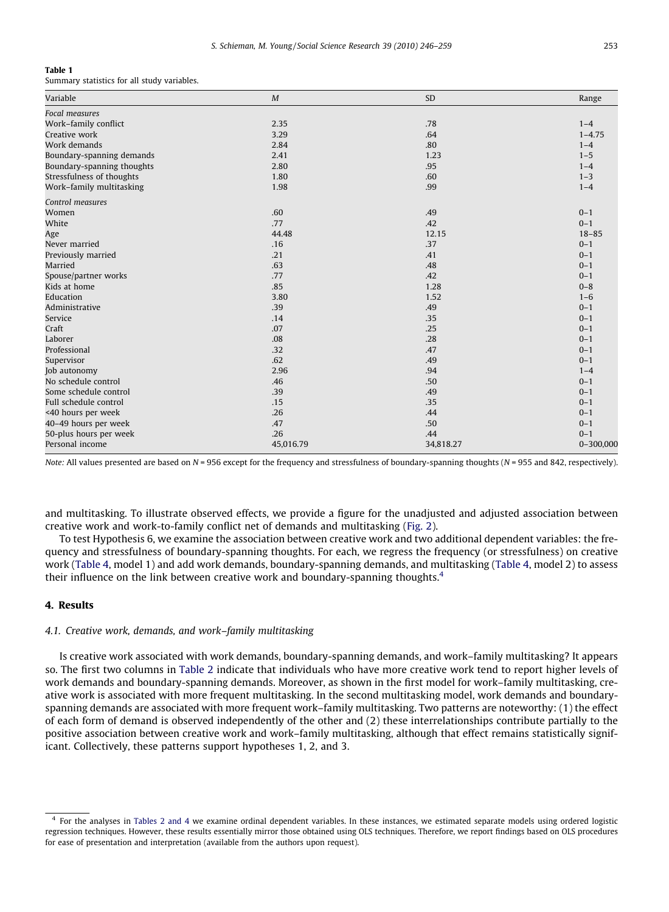**Table 1**
Summary statistics for all study variables.

| Variable | *M* | SD | Range |
|---|---|---|---|
| *Focal measures* | | | |
| Work–family conflict | 2.35 | .78 | 1–4 |
| Creative work | 3.29 | .64 | 1–4.75 |
| Work demands | 2.84 | .80 | 1–4 |
| Boundary-spanning demands | 2.41 | 1.23 | 1–5 |
| Boundary-spanning thoughts | 2.80 | .95 | 1–4 |
| Stressfulness of thoughts | 1.80 | .60 | 1–3 |
| Work–family multitasking | 1.98 | .99 | 1–4 |
| *Control measures* | | | |
| Women | .60 | .49 | 0–1 |
| White | .77 | .42 | 0–1 |
| Age | 44.48 | 12.15 | 18–85 |
| Never married | .16 | .37 | 0–1 |
| Previously married | .21 | .41 | 0–1 |
| Married | .63 | .48 | 0–1 |
| Spouse/partner works | .77 | .42 | 0–1 |
| Kids at home | .85 | 1.28 | 0–8 |
| Education | 3.80 | 1.52 | 1–6 |
| Administrative | .39 | .49 | 0–1 |
| Service | .14 | .35 | 0–1 |
| Craft | .07 | .25 | 0–1 |
| Laborer | .08 | .28 | 0–1 |
| Professional | .32 | .47 | 0–1 |
| Supervisor | .62 | .49 | 0–1 |
| Job autonomy | 2.96 | .94 | 1–4 |
| No schedule control | .46 | .50 | 0–1 |
| Some schedule control | .39 | .49 | 0–1 |
| Full schedule control | .15 | .35 | 0–1 |
| <40 hours per week | .26 | .44 | 0–1 |
| 40–49 hours per week | .47 | .50 | 0–1 |
| 50-plus hours per week | .26 | .44 | 0–1 |
| Personal income | 45,016.79 | 34,818.27 | 0–300,000 |

*Note:* All values presented are based on $N = 956$ except for the frequency and stressfulness of boundary-spanning thoughts ($N = 955$ and 842, respectively).

and multitasking. To illustrate observed effects, we provide a figure for the unadjusted and adjusted association between creative work and work-to-family conflict net of demands and multitasking (Fig. 2).

To test Hypothesis 6, we examine the association between creative work and two additional dependent variables: the frequency and stressfulness of boundary-spanning thoughts. For each, we regress the frequency (or stressfulness) on creative work (Table 4, model 1) and add work demands, boundary-spanning demands, and multitasking (Table 4, model 2) to assess their influence on the link between creative work and boundary-spanning thoughts.[4]

## 4. Results

### 4.1. Creative work, demands, and work–family multitasking

Is creative work associated with work demands, boundary-spanning demands, and work–family multitasking? It appears so. The first two columns in Table 2 indicate that individuals who have more creative work tend to report higher levels of work demands and boundary-spanning demands. Moreover, as shown in the first model for work–family multitasking, creative work is associated with more frequent multitasking. In the second multitasking model, work demands and boundary-spanning demands are associated with more frequent work–family multitasking. Two patterns are noteworthy: (1) the effect of each form of demand is observed independently of the other and (2) these interrelationships contribute partially to the positive association between creative work and work–family multitasking, although that effect remains statistically significant. Collectively, these patterns support hypotheses 1, 2, and 3.

[4] For the analyses in Tables 2 and 4 we examine ordinal dependent variables. In these instances, we estimated separate models using ordered logistic regression techniques. However, these results essentially mirror those obtained using OLS techniques. Therefore, we report findings based on OLS procedures for ease of presentation and interpretation (available from the authors upon request).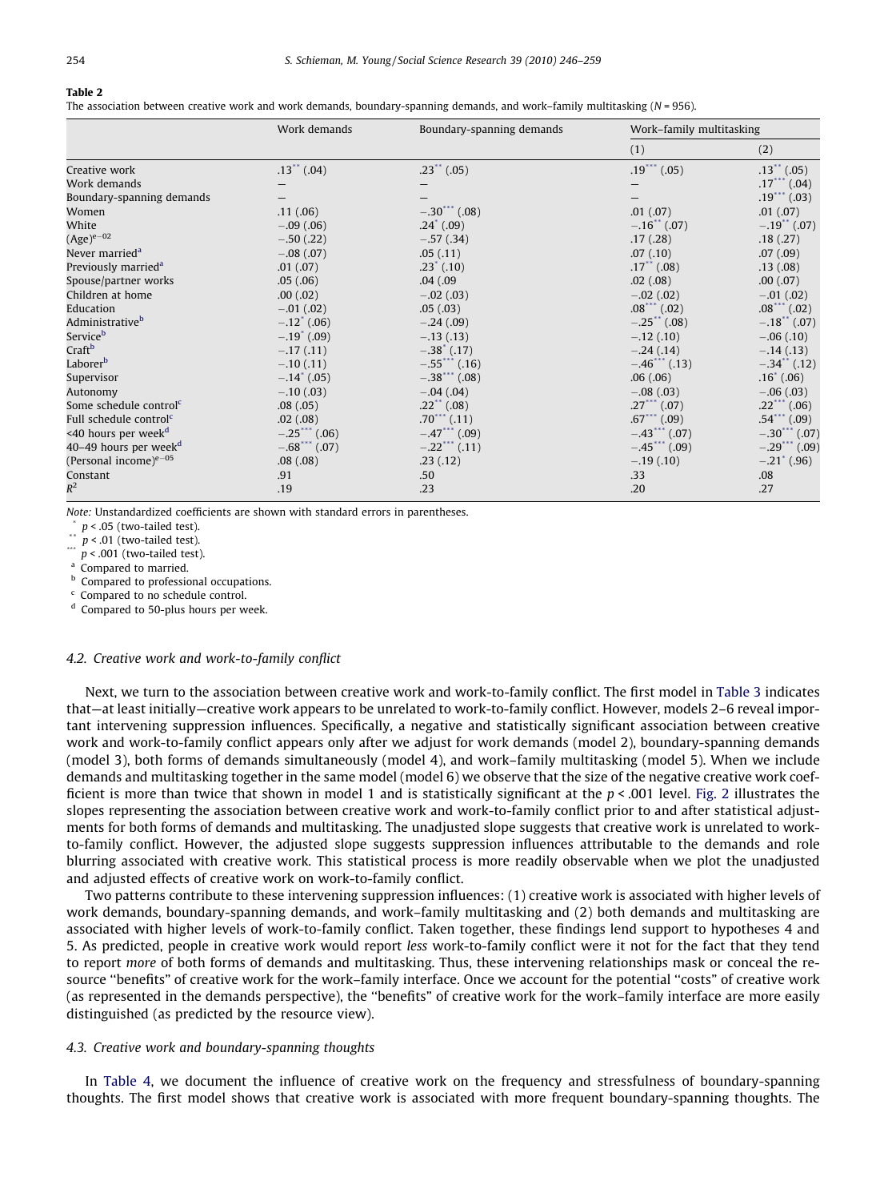**Table 2**

The association between creative work and work demands, boundary-spanning demands, and work–family multitasking ($N = 956$).

| | Work demands | Boundary-spanning demands | Work–family multitasking | |
|---|---|---|---|---|
| | | | (1) | (2) |
| Creative work | .13** (.04) | .23** (.05) | .19*** (.05) | .13** (.05) |
| Work demands | – | – | – | .17*** (.04) |
| Boundary-spanning demands | – | – | – | .19*** (.03) |
| Women | .11 (.06) | −.30*** (.08) | .01 (.07) | .01 (.07) |
| White | −.09 (.06) | .24* (.09) | −.16** (.07) | −.19** (.07) |
| $(\text{Age})^{e-02}$ | −.50 (.22) | −.57 (.34) | .17 (.28) | .18 (.27) |
| Never married[a] | −.08 (.07) | .05 (.11) | .07 (.10) | .07 (.09) |
| Previously married[a] | .01 (.07) | .23* (.10) | .17** (.08) | .13 (.08) |
| Spouse/partner works | .05 (.06) | .04 (.09 | .02 (.08) | .00 (.07) |
| Children at home | .00 (.02) | −.02 (.03) | −.02 (.02) | −.01 (.02) |
| Education | −.01 (.02) | .05 (.03) | .08*** (.02) | .08*** (.02) |
| Administrative[b] | −.12* (.06) | −.24 (.09) | −.25** (.08) | −.18** (.07) |
| Service[b] | −.19* (.09) | −.13 (.13) | −.12 (.10) | −.06 (.10) |
| Craft[b] | −.17 (.11) | −.38* (.17) | −.24 (.14) | −.14 (.13) |
| Laborer[b] | −.10 (.11) | −.55*** (.16) | −.46*** (.13) | −.34** (.12) |
| Supervisor | −.14* (.05) | −.38*** (.08) | .06 (.06) | .16* (.06) |
| Autonomy | −.10 (.03) | −.04 (.04) | −.08 (.03) | −.06 (.03) |
| Some schedule control[c] | .08 (.05) | .22** (.08) | .27*** (.07) | .22*** (.06) |
| Full schedule control[c] | .02 (.08) | .70*** (.11) | .67*** (.09) | .54*** (.09) |
| <40 hours per week[d] | −.25*** (.06) | −.47*** (.09) | −.43*** (.07) | −.30*** (.07) |
| 40–49 hours per week[d] | −.68*** (.07) | −.22*** (.11) | −.45*** (.09) | −.29*** (.09) |
| $(\text{Personal income})^{e-05}$ | .08 (.08) | .23 (.12) | −.19 (.10) | −.21* (.96) |
| Constant | .91 | .50 | .33 | .08 |
| $R^2$ | .19 | .23 | .20 | .27 |

*Note:* Unstandardized coefficients are shown with standard errors in parentheses.

\* $p < .05$ (two-tailed test).

\*\* $p < .01$ (two-tailed test).

\*\*\* $p < .001$ (two-tailed test).

[a] Compared to married.

[b] Compared to professional occupations.

[c] Compared to no schedule control.

[d] Compared to 50-plus hours per week.

### 4.2. Creative work and work-to-family conflict

Next, we turn to the association between creative work and work-to-family conflict. The first model in Table 3 indicates that—at least initially—creative work appears to be unrelated to work-to-family conflict. However, models 2–6 reveal important intervening suppression influences. Specifically, a negative and statistically significant association between creative work and work-to-family conflict appears only after we adjust for work demands (model 2), boundary-spanning demands (model 3), both forms of demands simultaneously (model 4), and work–family multitasking (model 5). When we include demands and multitasking together in the same model (model 6) we observe that the size of the negative creative work coefficient is more than twice that shown in model 1 and is statistically significant at the $p < .001$ level. Fig. 2 illustrates the slopes representing the association between creative work and work-to-family conflict prior to and after statistical adjustments for both forms of demands and multitasking. The unadjusted slope suggests that creative work is unrelated to work-to-family conflict. However, the adjusted slope suggests suppression influences attributable to the demands and role blurring associated with creative work. This statistical process is more readily observable when we plot the unadjusted and adjusted effects of creative work on work-to-family conflict.

Two patterns contribute to these intervening suppression influences: (1) creative work is associated with higher levels of work demands, boundary-spanning demands, and work–family multitasking and (2) both demands and multitasking are associated with higher levels of work-to-family conflict. Taken together, these findings lend support to hypotheses 4 and 5. As predicted, people in creative work would report *less* work-to-family conflict were it not for the fact that they tend to report *more* of both forms of demands and multitasking. Thus, these intervening relationships mask or conceal the resource "benefits" of creative work for the work–family interface. Once we account for the potential "costs" of creative work (as represented in the demands perspective), the "benefits" of creative work for the work–family interface are more easily distinguished (as predicted by the resource view).

### 4.3. Creative work and boundary-spanning thoughts

In Table 4, we document the influence of creative work on the frequency and stressfulness of boundary-spanning thoughts. The first model shows that creative work is associated with more frequent boundary-spanning thoughts. The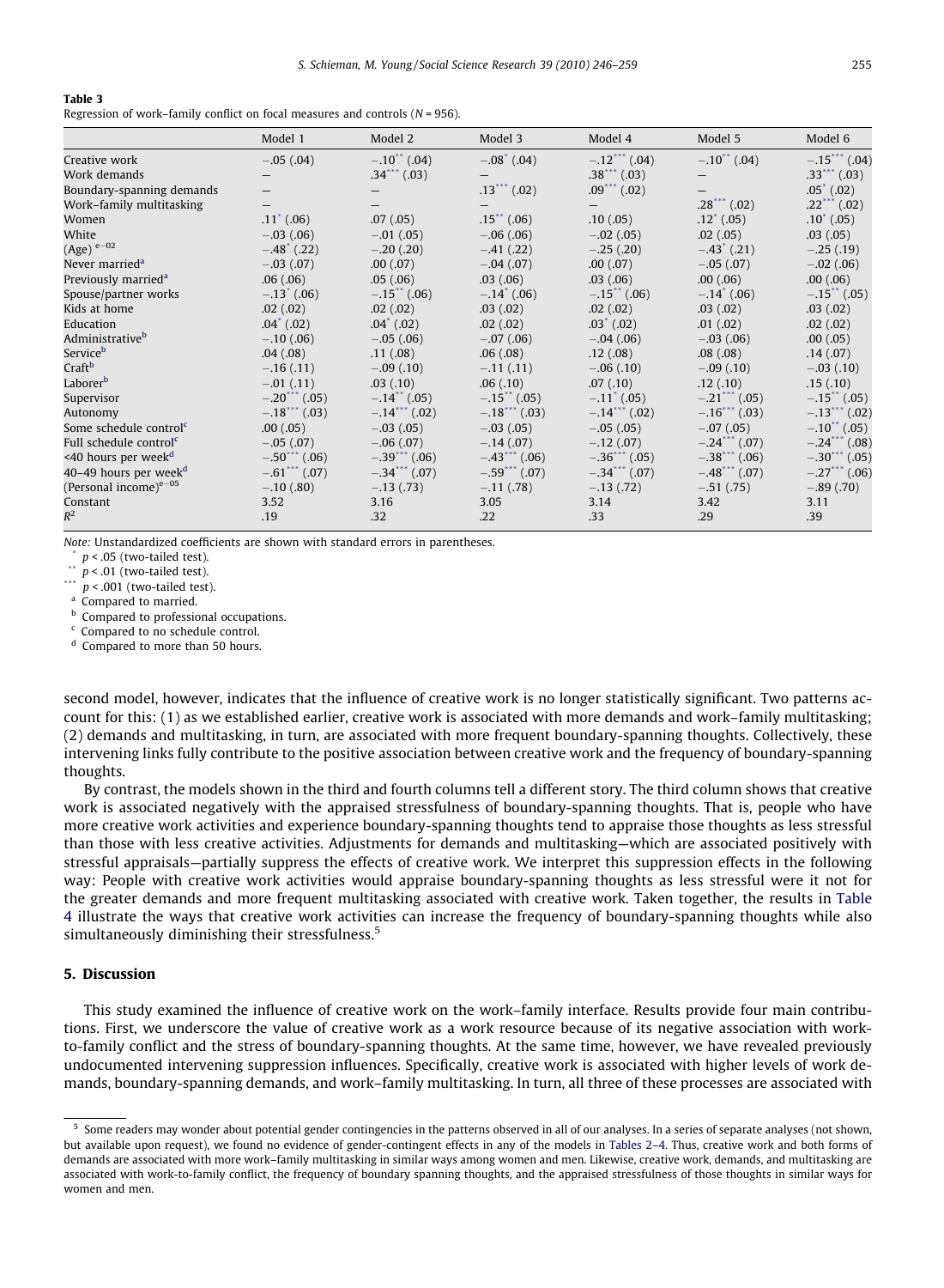**Table 3**
Regression of work–family conflict on focal measures and controls ($N$ = 956).

| | Model 1 | Model 2 | Model 3 | Model 4 | Model 5 | Model 6 |
|---|---|---|---|---|---|---|
| Creative work | −.05 (.04) | −.10** (.04) | −.08* (.04) | −.12*** (.04) | −.10** (.04) | −.15*** (.04) |
| Work demands | – | .34*** (.03) | – | .38*** (.03) | – | .33*** (.03) |
| Boundary-spanning demands | – | – | .13*** (.02) | .09*** (.02) | – | .05* (.02) |
| Work–family multitasking | – | – | – | – | .28*** (.02) | .22*** (.02) |
| Women | .11* (.06) | .07 (.05) | .15** (.06) | .10 (.05) | .12* (.05) | .10* (.05) |
| White | −.03 (.06) | −.01 (.05) | −.06 (.06) | −.02 (.05) | .02 (.05) | .03 (.05) |
| (Age) $^{e-02}$ | −.48* (.22) | −.20 (.20) | −.41 (.22) | −.25 (.20) | −.43* (.21) | −.25 (.19) |
| Never married[a] | −.03 (.07) | .00 (.07) | −.04 (.07) | .00 (.07) | −.05 (.07) | −.02 (.06) |
| Previously married[a] | .06 (.06) | .05 (.06) | .03 (.06) | .03 (.06) | .00 (.06) | .00 (.06) |
| Spouse/partner works | −.13* (.06) | −.15** (.06) | −.14* (.06) | −.15** (.06) | −.14* (.06) | −.15** (.05) |
| Kids at home | .02 (.02) | .02 (.02) | .03 (.02) | .02 (.02) | .03 (.02) | .03 (.02) |
| Education | .04* (.02) | .04* (.02) | .02 (.02) | .03* (.02) | .01 (.02) | .02 (.02) |
| Administrative[b] | −.10 (.06) | −.05 (.06) | −.07 (.06) | −.04 (.06) | −.03 (.06) | .00 (.05) |
| Service[b] | .04 (.08) | .11 (.08) | .06 (.08) | .12 (.08) | .08 (.08) | .14 (.07) |
| Craft[b] | −.16 (.11) | −.09 (.10) | −.11 (.11) | −.06 (.10) | −.09 (.10) | −.03 (.10) |
| Laborer[b] | −.01 (.11) | .03 (.10) | .06 (.10) | .07 (.10) | .12 (.10) | .15 (.10) |
| Supervisor | −.20*** (.05) | −.14** (.05) | −.15** (.05) | −.11* (.05) | −.21*** (.05) | −.15** (.05) |
| Autonomy | −.18*** (.03) | −.14*** (.02) | −.18*** (.03) | −.14*** (.02) | −.16*** (.03) | −.13*** (.02) |
| Some schedule control[c] | .00 (.05) | −.03 (.05) | −.03 (.05) | −.05 (.05) | −.07 (.05) | −.10** (.05) |
| Full schedule control[c] | −.05 (.07) | −.06 (.07) | −.14 (.07) | −.12 (.07) | −.24*** (.07) | −.24*** (.08) |
| <40 hours per week[d] | −.50*** (.06) | −.39*** (.06) | −.43*** (.06) | −.36*** (.05) | −.38*** (.06) | −.30*** (.05) |
| 40–49 hours per week[d] | −.61*** (.07) | −.34*** (.07) | −.59*** (.07) | −.34*** (.07) | −.48*** (.07) | −.27*** (.06) |
| (Personal income)$^{e-05}$ | −.10 (.80) | −.13 (.73) | −.11 (.78) | −.13 (.72) | −.51 (.75) | −.89 (.70) |
| Constant | 3.52 | 3.16 | 3.05 | 3.14 | 3.42 | 3.11 |
| $R^2$ | .19 | .32 | .22 | .33 | .29 | .39 |

*Note:* Unstandardized coefficients are shown with standard errors in parentheses.
\* $p < .05$ (two-tailed test).
\*\* $p < .01$ (two-tailed test).
\*\*\* $p < .001$ (two-tailed test).
[a] Compared to married.
[b] Compared to professional occupations.
[c] Compared to no schedule control.
[d] Compared to more than 50 hours.

second model, however, indicates that the influence of creative work is no longer statistically significant. Two patterns account for this: (1) as we established earlier, creative work is associated with more demands and work–family multitasking; (2) demands and multitasking, in turn, are associated with more frequent boundary-spanning thoughts. Collectively, these intervening links fully contribute to the positive association between creative work and the frequency of boundary-spanning thoughts.

By contrast, the models shown in the third and fourth columns tell a different story. The third column shows that creative work is associated negatively with the appraised stressfulness of boundary-spanning thoughts. That is, people who have more creative work activities and experience boundary-spanning thoughts tend to appraise those thoughts as less stressful than those with less creative activities. Adjustments for demands and multitasking—which are associated positively with stressful appraisals—partially suppress the effects of creative work. We interpret this suppression effects in the following way: People with creative work activities would appraise boundary-spanning thoughts as less stressful were it not for the greater demands and more frequent multitasking associated with creative work. Taken together, the results in Table 4 illustrate the ways that creative work activities can increase the frequency of boundary-spanning thoughts while also simultaneously diminishing their stressfulness.[5]

## 5. Discussion

This study examined the influence of creative work on the work–family interface. Results provide four main contributions. First, we underscore the value of creative work as a work resource because of its negative association with work-to-family conflict and the stress of boundary-spanning thoughts. At the same time, however, we have revealed previously undocumented intervening suppression influences. Specifically, creative work is associated with higher levels of work demands, boundary-spanning demands, and work–family multitasking. In turn, all three of these processes are associated with

[5] Some readers may wonder about potential gender contingencies in the patterns observed in all of our analyses. In a series of separate analyses (not shown, but available upon request), we found no evidence of gender-contingent effects in any of the models in Tables 2–4. Thus, creative work and both forms of demands are associated with more work–family multitasking in similar ways among women and men. Likewise, creative work, demands, and multitasking are associated with work-to-family conflict, the frequency of boundary spanning thoughts, and the appraised stressfulness of those thoughts in similar ways for women and men.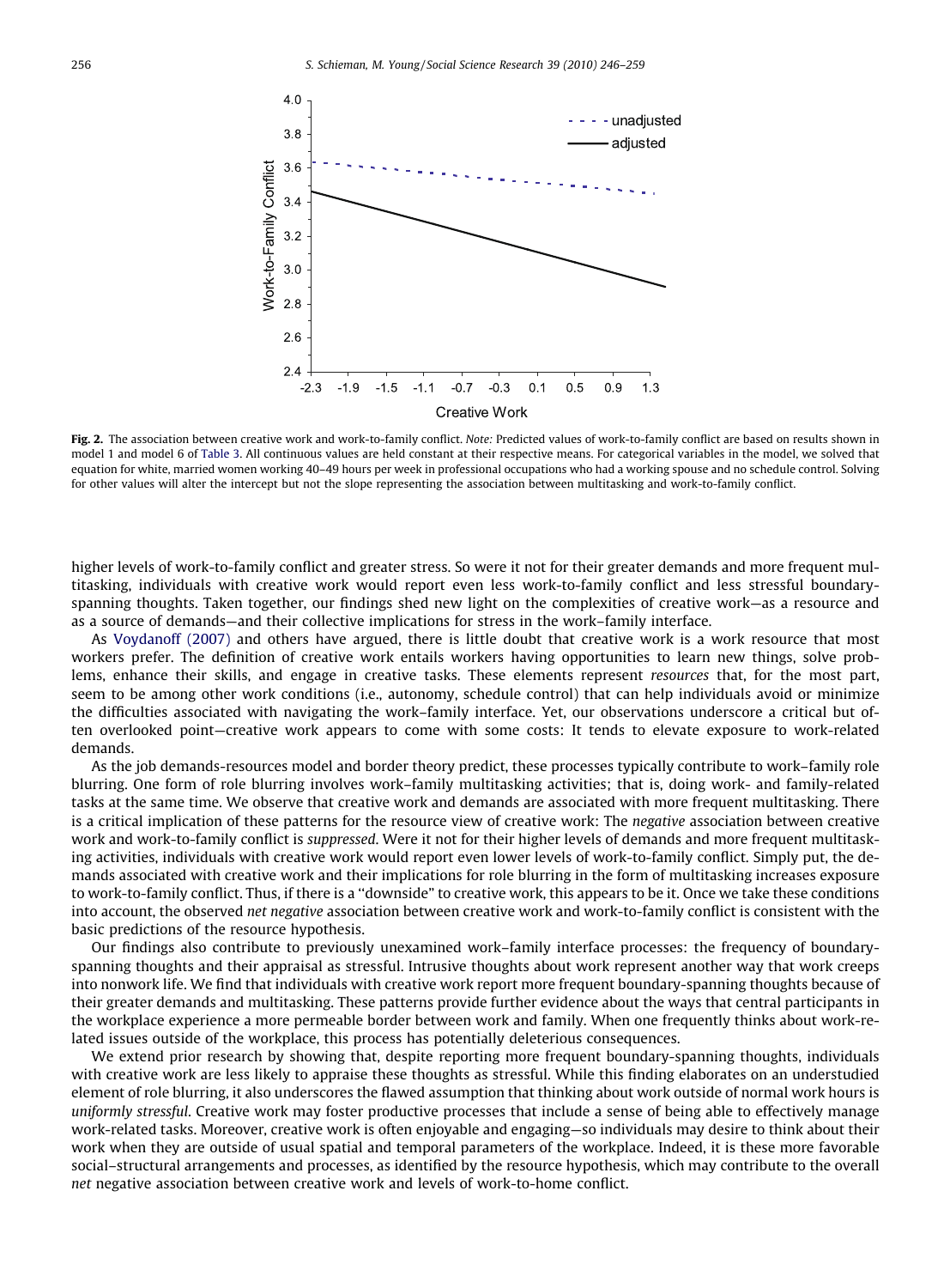4.0
3.8
3.6
3.4
3.2
3.0
2.8
2.6
2.4
Work-to-Family Conflict
-2.3 -1.9 -1.5 -1.1 -0.7 -0.3 0.1 0.5 0.9 1.3
Creative Work
unadjusted
adjusted

**Fig. 2.** The association between creative work and work-to-family conflict. *Note:* Predicted values of work-to-family conflict are based on results shown in model 1 and model 6 of Table 3. All continuous values are held constant at their respective means. For categorical variables in the model, we solved that equation for white, married women working 40–49 hours per week in professional occupations who had a working spouse and no schedule control. Solving for other values will alter the intercept but not the slope representing the association between multitasking and work-to-family conflict.

higher levels of work-to-family conflict and greater stress. So were it not for their greater demands and more frequent multitasking, individuals with creative work would report even less work-to-family conflict and less stressful boundary-spanning thoughts. Taken together, our findings shed new light on the complexities of creative work—as a resource and as a source of demands—and their collective implications for stress in the work–family interface.

As Voydanoff (2007) and others have argued, there is little doubt that creative work is a work resource that most workers prefer. The definition of creative work entails workers having opportunities to learn new things, solve problems, enhance their skills, and engage in creative tasks. These elements represent *resources* that, for the most part, seem to be among other work conditions (i.e., autonomy, schedule control) that can help individuals avoid or minimize the difficulties associated with navigating the work–family interface. Yet, our observations underscore a critical but often overlooked point—creative work appears to come with some costs: It tends to elevate exposure to work-related demands.

As the job demands-resources model and border theory predict, these processes typically contribute to work–family role blurring. One form of role blurring involves work–family multitasking activities; that is, doing work- and family-related tasks at the same time. We observe that creative work and demands are associated with more frequent multitasking. There is a critical implication of these patterns for the resource view of creative work: The *negative* association between creative work and work-to-family conflict is *suppressed*. Were it not for their higher levels of demands and more frequent multitasking activities, individuals with creative work would report even lower levels of work-to-family conflict. Simply put, the demands associated with creative work and their implications for role blurring in the form of multitasking increases exposure to work-to-family conflict. Thus, if there is a "downside" to creative work, this appears to be it. Once we take these conditions into account, the observed *net negative* association between creative work and work-to-family conflict is consistent with the basic predictions of the resource hypothesis.

Our findings also contribute to previously unexamined work–family interface processes: the frequency of boundary-spanning thoughts and their appraisal as stressful. Intrusive thoughts about work represent another way that work creeps into nonwork life. We find that individuals with creative work report more frequent boundary-spanning thoughts because of their greater demands and multitasking. These patterns provide further evidence about the ways that central participants in the workplace experience a more permeable border between work and family. When one frequently thinks about work-related issues outside of the workplace, this process has potentially deleterious consequences.

We extend prior research by showing that, despite reporting more frequent boundary-spanning thoughts, individuals with creative work are less likely to appraise these thoughts as stressful. While this finding elaborates on an understudied element of role blurring, it also underscores the flawed assumption that thinking about work outside of normal work hours is *uniformly stressful*. Creative work may foster productive processes that include a sense of being able to effectively manage work-related tasks. Moreover, creative work is often enjoyable and engaging—so individuals may desire to think about their work when they are outside of usual spatial and temporal parameters of the workplace. Indeed, it is these more favorable social–structural arrangements and processes, as identified by the resource hypothesis, which may contribute to the overall *net* negative association between creative work and levels of work-to-home conflict.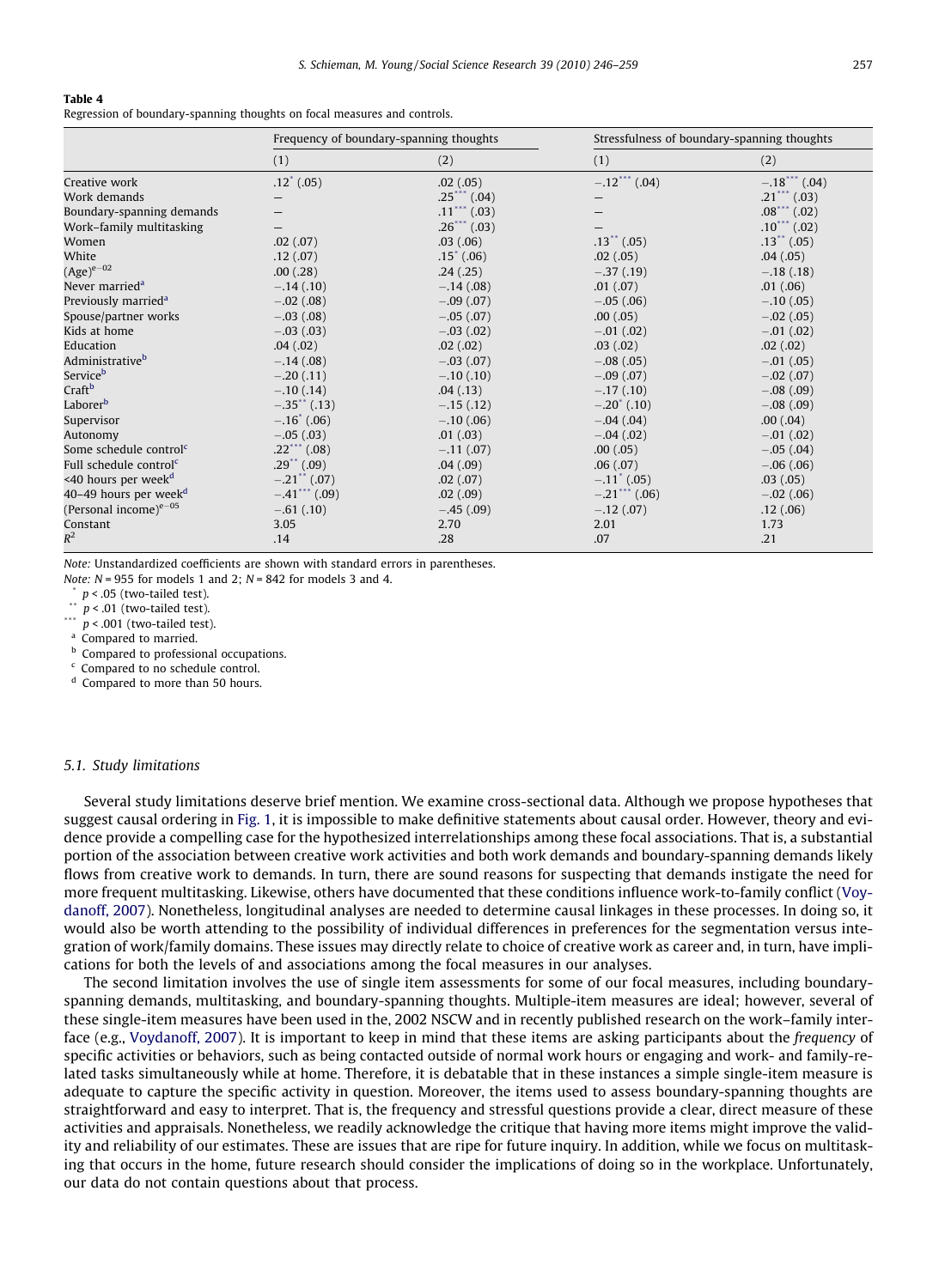**Table 4**
Regression of boundary-spanning thoughts on focal measures and controls.

| | Frequency of boundary-spanning thoughts | | Stressfulness of boundary-spanning thoughts | |
|---|---|---|---|---|
| | (1) | (2) | (1) | (2) |
| Creative work | .12* (.05) | .02 (.05) | −.12*** (.04) | −.18*** (.04) |
| Work demands | – | .25*** (.04) | – | .21*** (.03) |
| Boundary-spanning demands | – | .11*** (.03) | – | .08*** (.02) |
| Work–family multitasking | – | .26*** (.03) | – | .10*** (.02) |
| Women | .02 (.07) | .03 (.06) | .13** (.05) | .13** (.05) |
| White | .12 (.07) | .15* (.06) | .02 (.05) | .04 (.05) |
| $(Age)^{e-02}$ | .00 (.28) | .24 (.25) | −.37 (.19) | −.18 (.18) |
| Never married[a] | −.14 (.10) | −.14 (.08) | .01 (.07) | .01 (.06) |
| Previously married[a] | −.02 (.08) | −.09 (.07) | −.05 (.06) | −.10 (.05) |
| Spouse/partner works | −.03 (.08) | −.05 (.07) | .00 (.05) | −.02 (.05) |
| Kids at home | −.03 (.03) | −.03 (.02) | −.01 (.02) | −.01 (.02) |
| Education | .04 (.02) | .02 (.02) | .03 (.02) | .02 (.02) |
| Administrative[b] | −.14 (.08) | −.03 (.07) | −.08 (.05) | −.01 (.05) |
| Service[b] | −.20 (.11) | −.10 (.10) | −.09 (.07) | −.02 (.07) |
| Craft[b] | −.10 (.14) | .04 (.13) | −.17 (.10) | −.08 (.09) |
| Laborer[b] | −.35** (.13) | −.15 (.12) | −.20* (.10) | −.08 (.09) |
| Supervisor | −.16* (.06) | −.10 (.06) | −.04 (.04) | .00 (.04) |
| Autonomy | −.05 (.03) | .01 (.03) | −.04 (.02) | −.01 (.02) |
| Some schedule control[c] | .22*** (.08) | −.11 (.07) | .00 (.05) | −.05 (.04) |
| Full schedule control[c] | .29** (.09) | .04 (.09) | .06 (.07) | −.06 (.06) |
| <40 hours per week[d] | −.21** (.07) | .02 (.07) | −.11* (.05) | .03 (.05) |
| 40–49 hours per week[d] | −.41*** (.09) | .02 (.09) | −.21*** (.06) | −.02 (.06) |
| $(Personal\ income)^{e-05}$ | −.61 (.10) | −.45 (.09) | −.12 (.07) | .12 (.06) |
| Constant | 3.05 | 2.70 | 2.01 | 1.73 |
| $R^2$ | .14 | .28 | .07 | .21 |

*Note:* Unstandardized coefficients are shown with standard errors in parentheses.
*Note:* $N = 955$ for models 1 and 2; $N = 842$ for models 3 and 4.
\* $p < .05$ (two-tailed test).
\*\* $p < .01$ (two-tailed test).
\*\*\* $p < .001$ (two-tailed test).
[a] Compared to married.
[b] Compared to professional occupations.
[c] Compared to no schedule control.
[d] Compared to more than 50 hours.

### 5.1. Study limitations

Several study limitations deserve brief mention. We examine cross-sectional data. Although we propose hypotheses that suggest causal ordering in Fig. 1, it is impossible to make definitive statements about causal order. However, theory and evidence provide a compelling case for the hypothesized interrelationships among these focal associations. That is, a substantial portion of the association between creative work activities and both work demands and boundary-spanning demands likely flows from creative work to demands. In turn, there are sound reasons for suspecting that demands instigate the need for more frequent multitasking. Likewise, others have documented that these conditions influence work-to-family conflict (Voydanoff, 2007). Nonetheless, longitudinal analyses are needed to determine causal linkages in these processes. In doing so, it would also be worth attending to the possibility of individual differences in preferences for the segmentation versus integration of work/family domains. These issues may directly relate to choice of creative work as career and, in turn, have implications for both the levels of and associations among the focal measures in our analyses.

The second limitation involves the use of single item assessments for some of our focal measures, including boundary-spanning demands, multitasking, and boundary-spanning thoughts. Multiple-item measures are ideal; however, several of these single-item measures have been used in the, 2002 NSCW and in recently published research on the work–family interface (e.g., Voydanoff, 2007). It is important to keep in mind that these items are asking participants about the *frequency* of specific activities or behaviors, such as being contacted outside of normal work hours or engaging and work- and family-related tasks simultaneously while at home. Therefore, it is debatable that in these instances a simple single-item measure is adequate to capture the specific activity in question. Moreover, the items used to assess boundary-spanning thoughts are straightforward and easy to interpret. That is, the frequency and stressful questions provide a clear, direct measure of these activities and appraisals. Nonetheless, we readily acknowledge the critique that having more items might improve the validity and reliability of our estimates. These are issues that are ripe for future inquiry. In addition, while we focus on multitasking that occurs in the home, future research should consider the implications of doing so in the workplace. Unfortunately, our data do not contain questions about that process.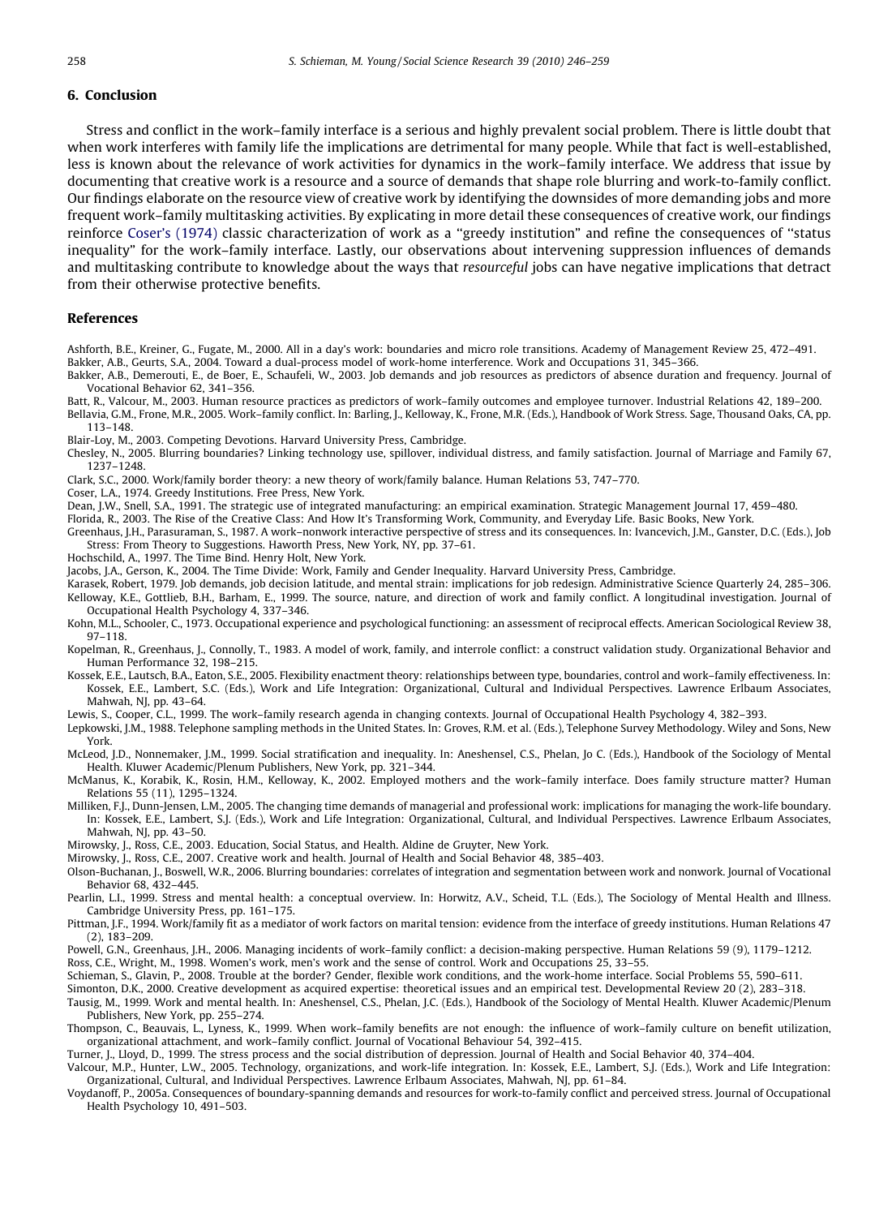## 6. Conclusion

Stress and conflict in the work–family interface is a serious and highly prevalent social problem. There is little doubt that when work interferes with family life the implications are detrimental for many people. While that fact is well-established, less is known about the relevance of work activities for dynamics in the work–family interface. We address that issue by documenting that creative work is a resource and a source of demands that shape role blurring and work-to-family conflict. Our findings elaborate on the resource view of creative work by identifying the downsides of more demanding jobs and more frequent work–family multitasking activities. By explicating in more detail these consequences of creative work, our findings reinforce Coser's (1974) classic characterization of work as a "greedy institution" and refine the consequences of "status inequality" for the work–family interface. Lastly, our observations about intervening suppression influences of demands and multitasking contribute to knowledge about the ways that *resourceful* jobs can have negative implications that detract from their otherwise protective benefits.

## References

Ashforth, B.E., Kreiner, G., Fugate, M., 2000. All in a day's work: boundaries and micro role transitions. Academy of Management Review 25, 472–491.

Bakker, A.B., Geurts, S.A., 2004. Toward a dual-process model of work-home interference. Work and Occupations 31, 345–366.

Bakker, A.B., Demerouti, E., de Boer, E., Schaufeli, W., 2003. Job demands and job resources as predictors of absence duration and frequency. Journal of Vocational Behavior 62, 341–356.

Batt, R., Valcour, M., 2003. Human resource practices as predictors of work–family outcomes and employee turnover. Industrial Relations 42, 189–200.

Bellavia, G.M., Frone, M.R., 2005. Work–family conflict. In: Barling, J., Kelloway, K., Frone, M.R. (Eds.), Handbook of Work Stress. Sage, Thousand Oaks, CA, pp. 113–148.

Blair-Loy, M., 2003. Competing Devotions. Harvard University Press, Cambridge.

Chesley, N., 2005. Blurring boundaries? Linking technology use, spillover, individual distress, and family satisfaction. Journal of Marriage and Family 67, 1237–1248.

Clark, S.C., 2000. Work/family border theory: a new theory of work/family balance. Human Relations 53, 747–770.

Coser, L.A., 1974. Greedy Institutions. Free Press, New York.

Dean, J.W., Snell, S.A., 1991. The strategic use of integrated manufacturing: an empirical examination. Strategic Management Journal 17, 459–480.

Florida, R., 2003. The Rise of the Creative Class: And How It's Transforming Work, Community, and Everyday Life. Basic Books, New York.

Greenhaus, J.H., Parasuraman, S., 1987. A work–nonwork interactive perspective of stress and its consequences. In: Ivancevich, J.M., Ganster, D.C. (Eds.), Job Stress: From Theory to Suggestions. Haworth Press, New York, NY, pp. 37–61.

Hochschild, A., 1997. The Time Bind. Henry Holt, New York.

Jacobs, J.A., Gerson, K., 2004. The Time Divide: Work, Family and Gender Inequality. Harvard University Press, Cambridge.

Karasek, Robert, 1979. Job demands, job decision latitude, and mental strain: implications for job redesign. Administrative Science Quarterly 24, 285–306.

Kelloway, K.E., Gottlieb, B.H., Barham, E., 1999. The source, nature, and direction of work and family conflict. A longitudinal investigation. Journal of Occupational Health Psychology 4, 337–346.

Kohn, M.L., Schooler, C., 1973. Occupational experience and psychological functioning: an assessment of reciprocal effects. American Sociological Review 38, 97–118.

Kopelman, R., Greenhaus, J., Connolly, T., 1983. A model of work, family, and interrole conflict: a construct validation study. Organizational Behavior and Human Performance 32, 198–215.

Kossek, E.E., Lautsch, B.A., Eaton, S.E., 2005. Flexibility enactment theory: relationships between type, boundaries, control and work–family effectiveness. In: Kossek, E.E., Lambert, S.C. (Eds.), Work and Life Integration: Organizational, Cultural and Individual Perspectives. Lawrence Erlbaum Associates, Mahwah, NJ, pp. 43–64.

Lewis, S., Cooper, C.L., 1999. The work–family research agenda in changing contexts. Journal of Occupational Health Psychology 4, 382–393.

Lepkowski, J.M., 1988. Telephone sampling methods in the United States. In: Groves, R.M. et al. (Eds.), Telephone Survey Methodology. Wiley and Sons, New York.

McLeod, J.D., Nonnemaker, J.M., 1999. Social stratification and inequality. In: Aneshensel, C.S., Phelan, Jo C. (Eds.), Handbook of the Sociology of Mental Health. Kluwer Academic/Plenum Publishers, New York, pp. 321–344.

McManus, K., Korabik, K., Rosin, H.M., Kelloway, K., 2002. Employed mothers and the work–family interface. Does family structure matter? Human Relations 55 (11), 1295–1324.

Milliken, F.J., Dunn-Jensen, L.M., 2005. The changing time demands of managerial and professional work: implications for managing the work-life boundary. In: Kossek, E.E., Lambert, S.J. (Eds.), Work and Life Integration: Organizational, Cultural, and Individual Perspectives. Lawrence Erlbaum Associates, Mahwah, NJ, pp. 43–50.

Mirowsky, J., Ross, C.E., 2003. Education, Social Status, and Health. Aldine de Gruyter, New York.

Mirowsky, J., Ross, C.E., 2007. Creative work and health. Journal of Health and Social Behavior 48, 385–403.

Olson-Buchanan, J., Boswell, W.R., 2006. Blurring boundaries: correlates of integration and segmentation between work and nonwork. Journal of Vocational Behavior 68, 432–445.

Pearlin, L.I., 1999. Stress and mental health: a conceptual overview. In: Horwitz, A.V., Scheid, T.L. (Eds.), The Sociology of Mental Health and Illness. Cambridge University Press, pp. 161–175.

Pittman, J.F., 1994. Work/family fit as a mediator of work factors on marital tension: evidence from the interface of greedy institutions. Human Relations 47 (2), 183–209.

Powell, G.N., Greenhaus, J.H., 2006. Managing incidents of work–family conflict: a decision-making perspective. Human Relations 59 (9), 1179–1212.

Ross, C.E., Wright, M., 1998. Women's work, men's work and the sense of control. Work and Occupations 25, 33–55.

Schieman, S., Glavin, P., 2008. Trouble at the border? Gender, flexible work conditions, and the work-home interface. Social Problems 55, 590–611.

Simonton, D.K., 2000. Creative development as acquired expertise: theoretical issues and an empirical test. Developmental Review 20 (2), 283–318.

Tausig, M., 1999. Work and mental health. In: Aneshensel, C.S., Phelan, J.C. (Eds.), Handbook of the Sociology of Mental Health. Kluwer Academic/Plenum Publishers, New York, pp. 255–274.

Thompson, C., Beauvais, L., Lyness, K., 1999. When work–family benefits are not enough: the influence of work–family culture on benefit utilization, organizational attachment, and work–family conflict. Journal of Vocational Behaviour 54, 392–415.

Turner, J., Lloyd, D., 1999. The stress process and the social distribution of depression. Journal of Health and Social Behavior 40, 374–404.

Valcour, M.P., Hunter, L.W., 2005. Technology, organizations, and work-life integration. In: Kossek, E.E., Lambert, S.J. (Eds.), Work and Life Integration: Organizational, Cultural, and Individual Perspectives. Lawrence Erlbaum Associates, Mahwah, NJ, pp. 61–84.

Voydanoff, P., 2005a. Consequences of boundary-spanning demands and resources for work-to-family conflict and perceived stress. Journal of Occupational Health Psychology 10, 491–503.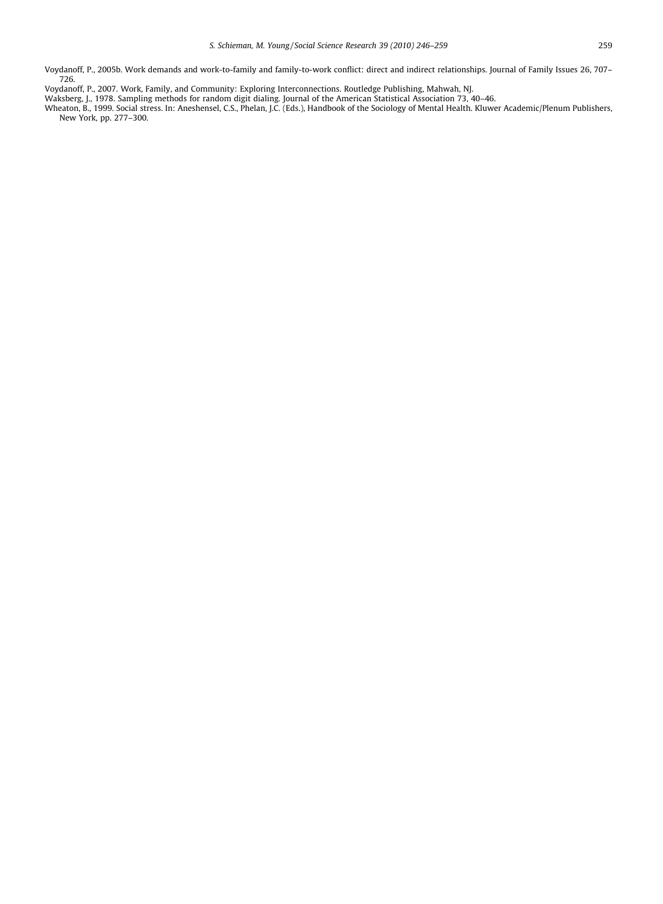Voydanoff, P., 2005b. Work demands and work-to-family and family-to-work conflict: direct and indirect relationships. Journal of Family Issues 26, 707–726.

Voydanoff, P., 2007. Work, Family, and Community: Exploring Interconnections. Routledge Publishing, Mahwah, NJ.

Waksberg, J., 1978. Sampling methods for random digit dialing. Journal of the American Statistical Association 73, 40–46.

Wheaton, B., 1999. Social stress. In: Aneshensel, C.S., Phelan, J.C. (Eds.), Handbook of the Sociology of Mental Health. Kluwer Academic/Plenum Publishers, New York, pp. 277–300.